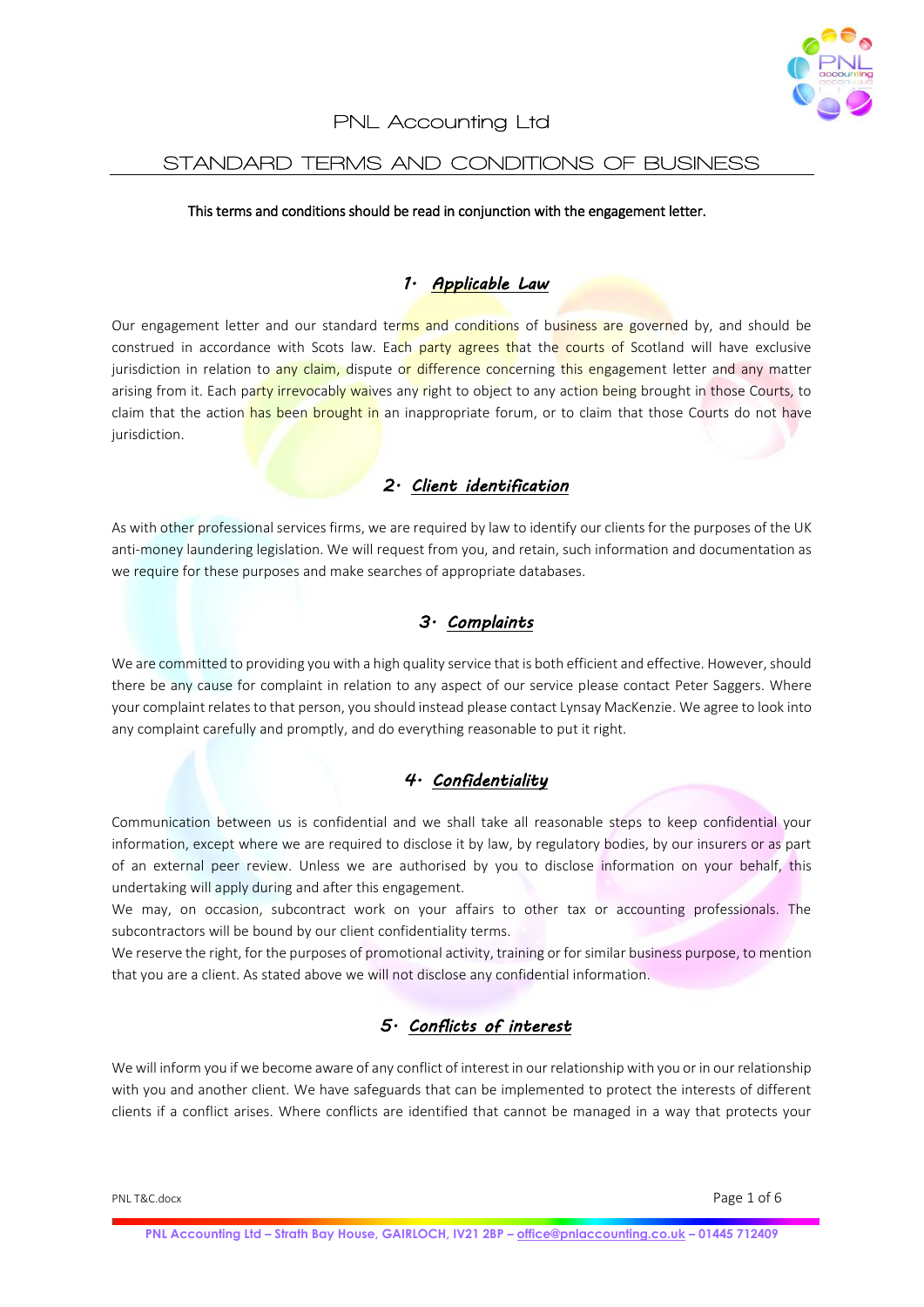# PNL Accounting Ltd

## STANDARD TERMS AND CONDITIONS OF BUSINESS

**This terms and conditions should be read in conjunction with the engagement letter.**

### 1. *Applicable Law*

Our engagement letter and our standard terms and conditions of business are governed by, and should be construed in accordance with Scots law. Each party agrees that the courts of Scotland will have exclusive jurisdiction in relation to any claim, dispute or difference concerning this engagement letter and any matter arising from it. Each party irrevocably waives any right to object to any action being brought in those Courts, to claim that the action has been brought in an inappropriate forum, or to claim that those Courts do not have jurisdiction.

### 2. *Client identification*

As with other professional services firms, we are required by law to identify our clients for the purposes of the UK anti-money laundering legislation. We will request from you, and retain, such information and documentation as we require for these purposes and make searches of appropriate databases.

### 3. *Complaints*

We are committed to providing you with a high quality service that is both efficient and effective. However, should there be any cause for complaint in relation to any aspect of our service please contact Peter Saggers. Where your complaint relates to that person, you should instead please contact Lynsay MacKenzie. We agree to look into any complaint carefully and promptly, and do everything reasonable to put it right.

### 4. *Confidentiality*

Communication between us is confidential and we shall take all reasonable steps to keep confidential your information, except where we are required to disclose it by law, by regulatory bodies, by our insurers or as part of an external peer review. Unless we are authorised by you to disclose information on your behalf, this undertaking will apply during and after this engagement.

We may, on occasion, subcontract work on your affairs to other tax or accounting professionals. The subcontractors will be bound by our client confidentiality terms.

We reserve the right, for the purposes of promotional activity, training or for similar business purpose, to mention that you are a client. As stated above we will not disclose any confidential information.

### 5. *Conflicts of interest*

We will inform you if we become aware of any conflict of interest in our relationship with you or in our relationship with you and another client. We have safeguards that can be implemented to protect the interests of different clients if a conflict arises. Where conflicts are identified that cannot be managed in a way that protects your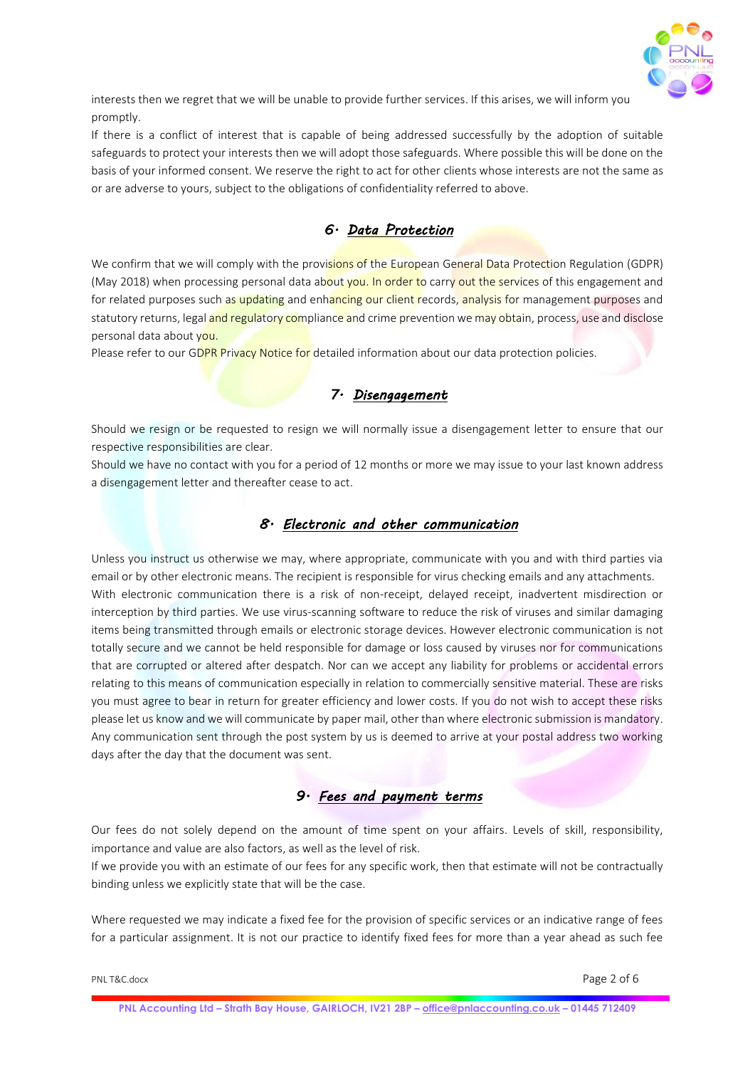interests then we regret that we will be unable to provide further services. If this arises, we will inform you promptly.

If there is a conflict of interest that is capable of being addressed successfully by the adoption of suitable safeguards to protect your interests then we will adopt those safeguards. Where possible this will be done on the basis of your informed consent. We reserve the right to act for other clients whose interests are not the same as or are adverse to yours, subject to the obligations of confidentiality referred to above.

## 6. *Data Protection*

We confirm that we will comply with the provisions of the European General Data Protection Regulation (GDPR) (May 2018) when processing personal data about you. In order to carry out the services of this engagement and for related purposes such as updating and enhancing our client records, analysis for management purposes and statutory returns, legal and regulatory compliance and crime prevention we may obtain, process, use and disclose personal data about you.

Please refer to our GDPR Privacy Notice for detailed information about our data protection policies.

## 7. *Disengagement*

Should we resign or be requested to resign we will normally issue a disengagement letter to ensure that our respective responsibilities are clear.

Should we have no contact with you for a period of 12 months or more we may issue to your last known address a disengagement letter and thereafter cease to act.

## 8. *Electronic and other communication*

Unless you instruct us otherwise we may, where appropriate, communicate with you and with third parties via email or by other electronic means. The recipient is responsible for virus checking emails and any attachments.

With electronic communication there is a risk of non-receipt, delayed receipt, inadvertent misdirection or interception by third parties. We use virus-scanning software to reduce the risk of viruses and similar damaging items being transmitted through emails or electronic storage devices. However electronic communication is not totally secure and we cannot be held responsible for damage or loss caused by viruses nor for communications that are corrupted or altered after despatch. Nor can we accept any liability for problems or accidental errors relating to this means of communication especially in relation to commercially sensitive material. These are risks you must agree to bear in return for greater efficiency and lower costs. If you do not wish to accept these risks please let us know and we will communicate by paper mail, other than where electronic submission is mandatory. Any communication sent through the post system by us is deemed to arrive at your postal address two working days after the day that the document was sent.

## 9. *Fees and payment terms*

Our fees do not solely depend on the amount of time spent on your affairs. Levels of skill, responsibility, importance and value are also factors, as well as the level of risk.

If we provide you with an estimate of our fees for any specific work, then that estimate will not be contractually binding unless we explicitly state that will be the case.

Where requested we may indicate a fixed fee for the provision of specific services or an indicative range of fees for a particular assignment. It is not our practice to identify fixed fees for more than a year ahead as such fee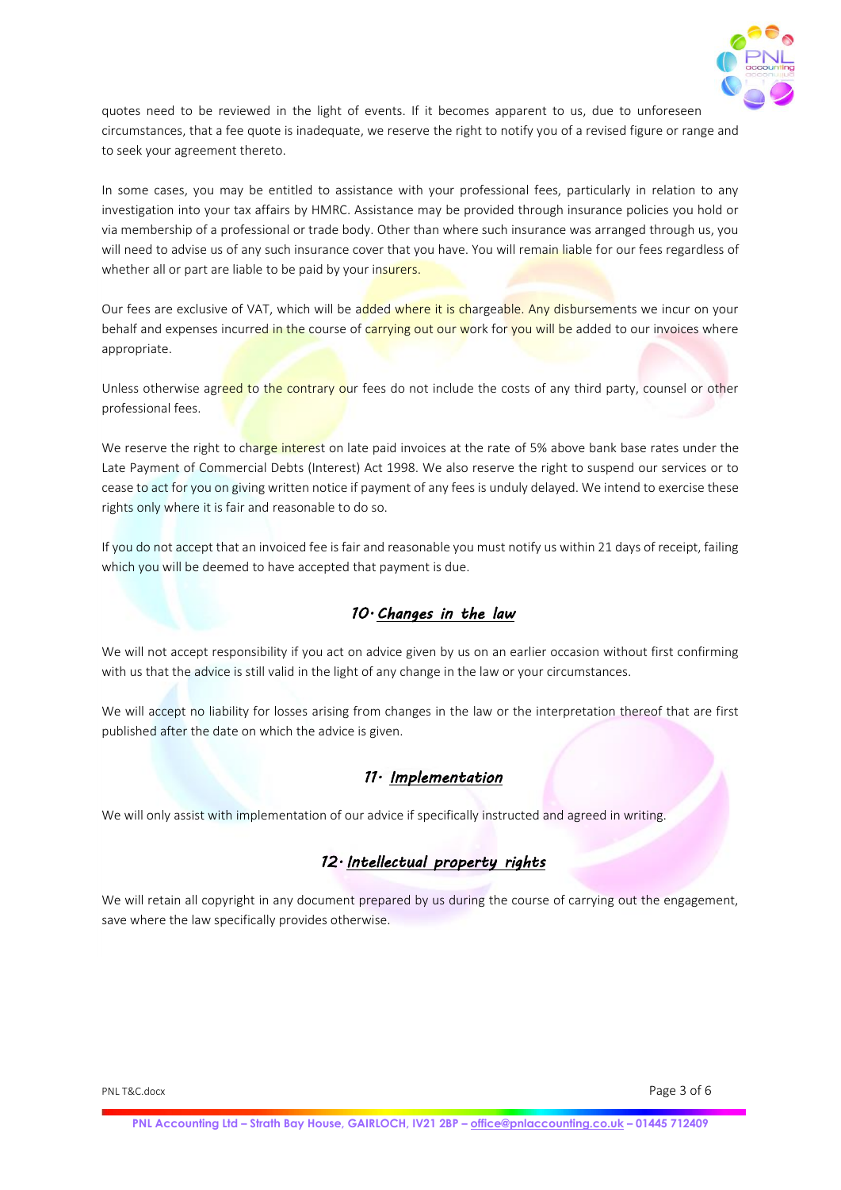quotes need to be reviewed in the light of events. If it becomes apparent to us, due to unforeseen circumstances, that a fee quote is inadequate, we reserve the right to notify you of a revised figure or range and to seek your agreement thereto.

In some cases, you may be entitled to assistance with your professional fees, particularly in relation to any investigation into your tax affairs by HMRC. Assistance may be provided through insurance policies you hold or via membership of a professional or trade body. Other than where such insurance was arranged through us, you will need to advise us of any such insurance cover that you have. You will remain liable for our fees regardless of whether all or part are liable to be paid by your insurers.

Our fees are exclusive of VAT, which will be added where it is chargeable. Any disbursements we incur on your behalf and expenses incurred in the course of carrying out our work for you will be added to our invoices where appropriate.

Unless otherwise agreed to the contrary our fees do not include the costs of any third party, counsel or other professional fees.

We reserve the right to charge interest on late paid invoices at the rate of 5% above bank base rates under the Late Payment of Commercial Debts (Interest) Act 1998. We also reserve the right to suspend our services or to cease to act for you on giving written notice if payment of any fees is unduly delayed. We intend to exercise these rights only where it is fair and reasonable to do so.

If you do not accept that an invoiced fee is fair and reasonable you must notify us within 21 days of receipt, failing which you will be deemed to have accepted that payment is due.

## 10. *Changes in the law*

We will not accept responsibility if you act on advice given by us on an earlier occasion without first confirming with us that the advice is still valid in the light of any change in the law or your circumstances.

We will accept no liability for losses arising from changes in the law or the interpretation thereof that are first published after the date on which the advice is given.

## 11. *Implementation*

We will only assist with implementation of our advice if specifically instructed and agreed in writing.

## 12. *Intellectual property rights*

We will retain all copyright in any document prepared by us during the course of carrying out the engagement, save where the law specifically provides otherwise.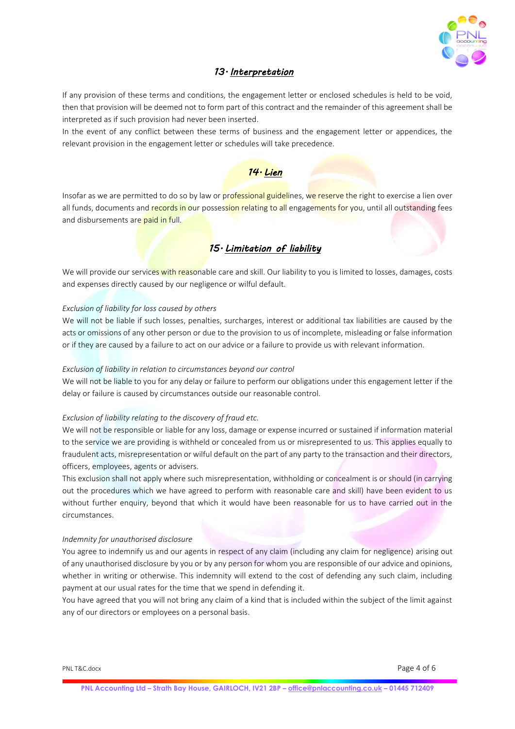## 13. Interpretation

If any provision of these terms and conditions, the engagement letter or enclosed schedules is held to be void, then that provision will be deemed not to form part of this contract and the remainder of this agreement shall be interpreted as if such provision had never been inserted.

In the event of any conflict between these terms of business and the engagement letter or appendices, the relevant provision in the engagement letter or schedules will take precedence.

## 14. Lien

Insofar as we are permitted to do so by law or professional guidelines, we reserve the right to exercise a lien over all funds, documents and records in our possession relating to all engagements for you, until all outstanding fees and disbursements are paid in full.

## 15. Limitation of liability

We will provide our services with reasonable care and skill. Our liability to you is limited to losses, damages, costs and expenses directly caused by our negligence or wilful default.

*Exclusion of liability for loss caused by others*

We will not be liable if such losses, penalties, surcharges, interest or additional tax liabilities are caused by the acts or omissions of any other person or due to the provision to us of incomplete, misleading or false information or if they are caused by a failure to act on our advice or a failure to provide us with relevant information.

*Exclusion of liability in relation to circumstances beyond our control*

We will not be liable to you for any delay or failure to perform our obligations under this engagement letter if the delay or failure is caused by circumstances outside our reasonable control.

*Exclusion of liability relating to the discovery of fraud etc.*

We will not be responsible or liable for any loss, damage or expense incurred or sustained if information material to the service we are providing is withheld or concealed from us or misrepresented to us. This applies equally to fraudulent acts, misrepresentation or wilful default on the part of any party to the transaction and their directors, officers, employees, agents or advisers.

This exclusion shall not apply where such misrepresentation, withholding or concealment is or should (in carrying out the procedures which we have agreed to perform with reasonable care and skill) have been evident to us without further enquiry, beyond that which it would have been reasonable for us to have carried out in the circumstances.

*Indemnity for unauthorised disclosure*

You agree to indemnify us and our agents in respect of any claim (including any claim for negligence) arising out of any unauthorised disclosure by you or by any person for whom you are responsible of our advice and opinions, whether in writing or otherwise. This indemnity will extend to the cost of defending any such claim, including payment at our usual rates for the time that we spend in defending it.

You have agreed that you will not bring any claim of a kind that is included within the subject of the limit against any of our directors or employees on a personal basis.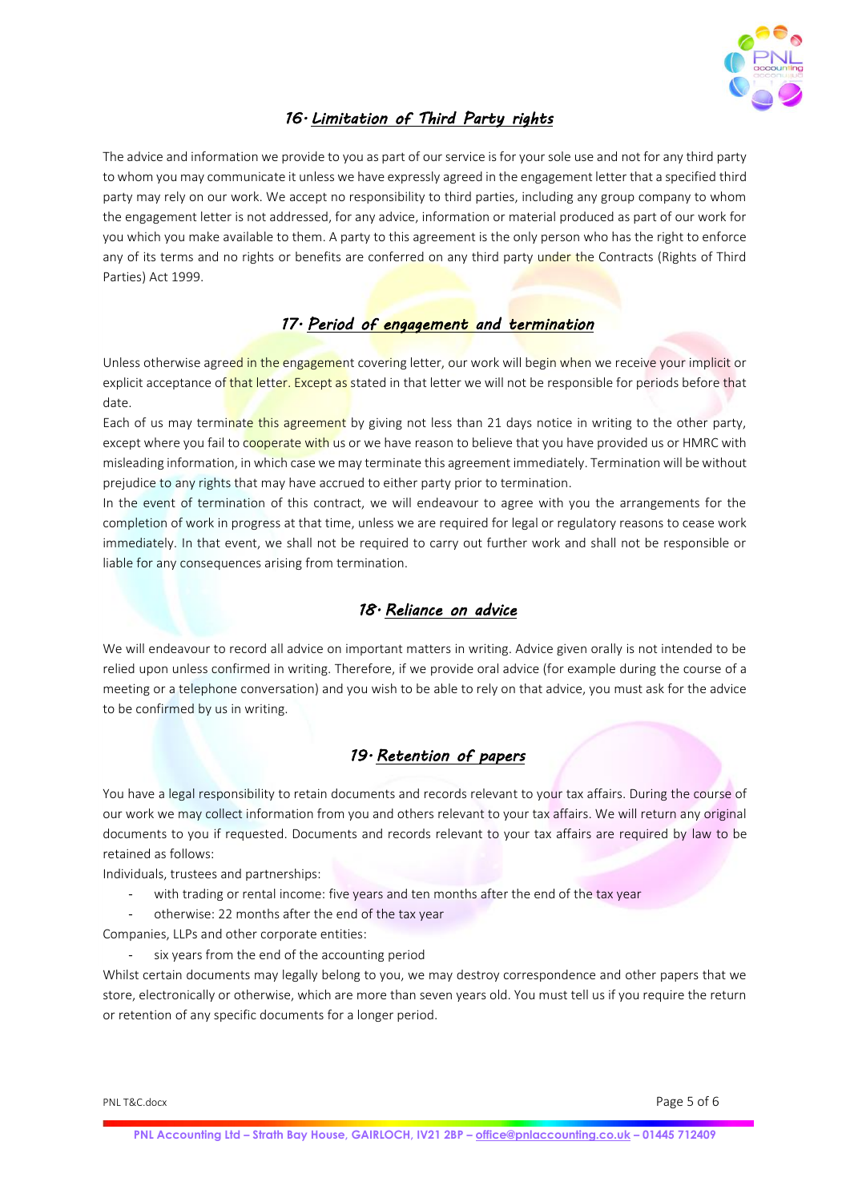## 16. Limitation of Third Party rights

The advice and information we provide to you as part of our service is for your sole use and not for any third party to whom you may communicate it unless we have expressly agreed in the engagement letter that a specified third party may rely on our work. We accept no responsibility to third parties, including any group company to whom the engagement letter is not addressed, for any advice, information or material produced as part of our work for you which you make available to them. A party to this agreement is the only person who has the right to enforce any of its terms and no rights or benefits are conferred on any third party under the Contracts (Rights of Third Parties) Act 1999.

## 17. Period of engagement and termination

Unless otherwise agreed in the engagement covering letter, our work will begin when we receive your implicit or explicit acceptance of that letter. Except as stated in that letter we will not be responsible for periods before that date.

Each of us may terminate this agreement by giving not less than 21 days notice in writing to the other party, except where you fail to cooperate with us or we have reason to believe that you have provided us or HMRC with misleading information, in which case we may terminate this agreement immediately. Termination will be without prejudice to any rights that may have accrued to either party prior to termination.

In the event of termination of this contract, we will endeavour to agree with you the arrangements for the completion of work in progress at that time, unless we are required for legal or regulatory reasons to cease work immediately. In that event, we shall not be required to carry out further work and shall not be responsible or liable for any consequences arising from termination.

## 18. Reliance on advice

We will endeavour to record all advice on important matters in writing. Advice given orally is not intended to be relied upon unless confirmed in writing. Therefore, if we provide oral advice (for example during the course of a meeting or a telephone conversation) and you wish to be able to rely on that advice, you must ask for the advice to be confirmed by us in writing.

## 19. Retention of papers

You have a legal responsibility to retain documents and records relevant to your tax affairs. During the course of our work we may collect information from you and others relevant to your tax affairs. We will return any original documents to you if requested. Documents and records relevant to your tax affairs are required by law to be retained as follows:

Individuals, trustees and partnerships:

- with trading or rental income: five years and ten months after the end of the tax year
- otherwise: 22 months after the end of the tax year

Companies, LLPs and other corporate entities:

- six years from the end of the accounting period

Whilst certain documents may legally belong to you, we may destroy correspondence and other papers that we store, electronically or otherwise, which are more than seven years old. You must tell us if you require the return or retention of any specific documents for a longer period.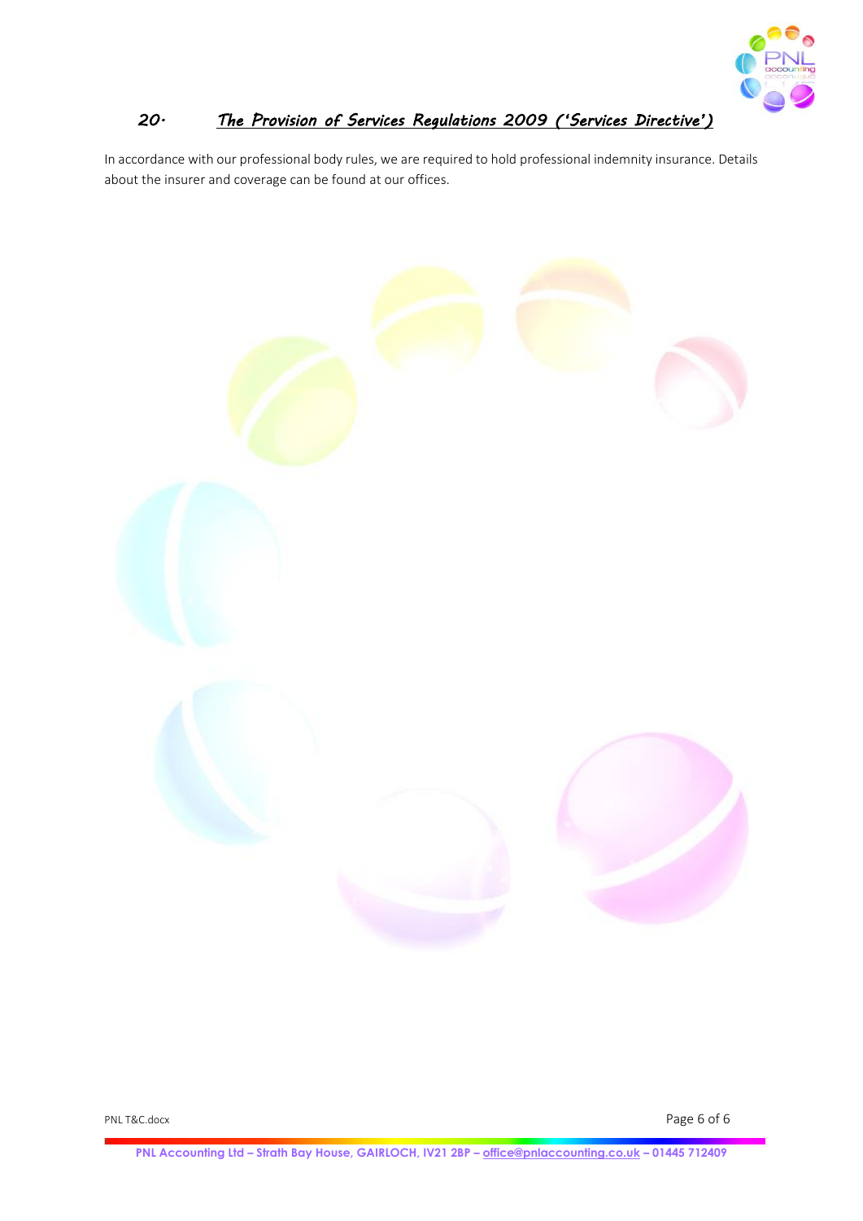## 20. *The Provision of Services Regulations 2009 ('Services Directive')*

In accordance with our professional body rules, we are required to hold professional indemnity insurance. Details about the insurer and coverage can be found at our offices.